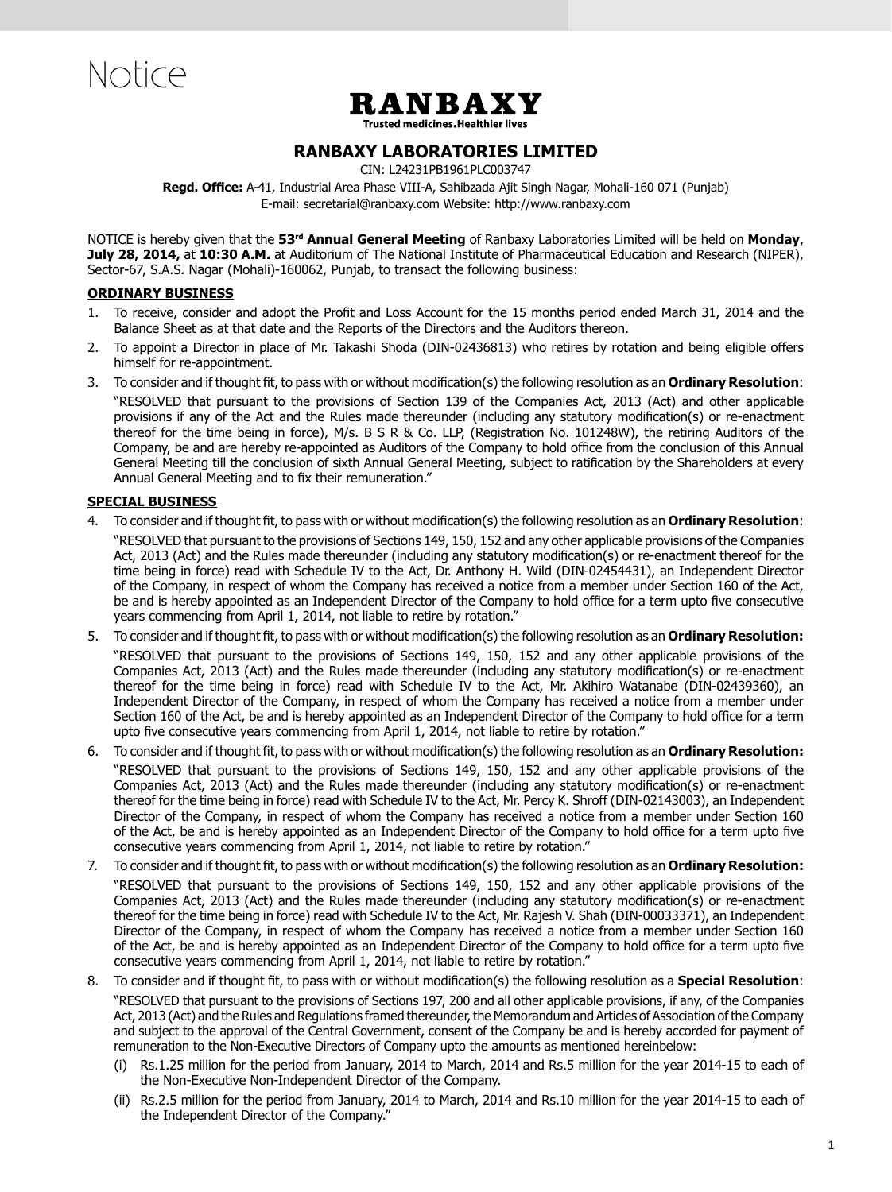# Notice

**RANBAXY**

**Trusted medicines.Healthier lives**

## RANBAXY LABORATORIES LIMITED

CIN: L24231PB1961PLC003747

**Regd. Office:** A-41, Industrial Area Phase VIII-A, Sahibzada Ajit Singh Nagar, Mohali-160 071 (Punjab)

E-mail: secretarial@ranbaxy.com Website: http://www.ranbaxy.com

NOTICE is hereby given that the **53rd Annual General Meeting** of Ranbaxy Laboratories Limited will be held on **Monday**, **July 28, 2014,** at **10:30 A.M.** at Auditorium of The National Institute of Pharmaceutical Education and Research (NIPER), Sector-67, S.A.S. Nagar (Mohali)-160062, Punjab, to transact the following business:

### ORDINARY BUSINESS

1. To receive, consider and adopt the Profit and Loss Account for the 15 months period ended March 31, 2014 and the Balance Sheet as at that date and the Reports of the Directors and the Auditors thereon.
2. To appoint a Director in place of Mr. Takashi Shoda (DIN-02436813) who retires by rotation and being eligible offers himself for re-appointment.
3. To consider and if thought fit, to pass with or without modification(s) the following resolution as an **Ordinary Resolution**:

   "RESOLVED that pursuant to the provisions of Section 139 of the Companies Act, 2013 (Act) and other applicable provisions if any of the Act and the Rules made thereunder (including any statutory modification(s) or re-enactment thereof for the time being in force), M/s. B S R & Co. LLP, (Registration No. 101248W), the retiring Auditors of the Company, be and are hereby re-appointed as Auditors of the Company to hold office from the conclusion of this Annual General Meeting till the conclusion of sixth Annual General Meeting, subject to ratification by the Shareholders at every Annual General Meeting and to fix their remuneration."

### SPECIAL BUSINESS

4. To consider and if thought fit, to pass with or without modification(s) the following resolution as an **Ordinary Resolution**:

   "RESOLVED that pursuant to the provisions of Sections 149, 150, 152 and any other applicable provisions of the Companies Act, 2013 (Act) and the Rules made thereunder (including any statutory modification(s) or re-enactment thereof for the time being in force) read with Schedule IV to the Act, Dr. Anthony H. Wild (DIN-02454431), an Independent Director of the Company, in respect of whom the Company has received a notice from a member under Section 160 of the Act, be and is hereby appointed as an Independent Director of the Company to hold office for a term upto five consecutive years commencing from April 1, 2014, not liable to retire by rotation."
5. To consider and if thought fit, to pass with or without modification(s) the following resolution as an **Ordinary Resolution:**

   "RESOLVED that pursuant to the provisions of Sections 149, 150, 152 and any other applicable provisions of the Companies Act, 2013 (Act) and the Rules made thereunder (including any statutory modification(s) or re-enactment thereof for the time being in force) read with Schedule IV to the Act, Mr. Akihiro Watanabe (DIN-02439360), an Independent Director of the Company, in respect of whom the Company has received a notice from a member under Section 160 of the Act, be and is hereby appointed as an Independent Director of the Company to hold office for a term upto five consecutive years commencing from April 1, 2014, not liable to retire by rotation."
6. To consider and if thought fit, to pass with or without modification(s) the following resolution as an **Ordinary Resolution:**

   "RESOLVED that pursuant to the provisions of Sections 149, 150, 152 and any other applicable provisions of the Companies Act, 2013 (Act) and the Rules made thereunder (including any statutory modification(s) or re-enactment thereof for the time being in force) read with Schedule IV to the Act, Mr. Percy K. Shroff (DIN-02143003), an Independent Director of the Company, in respect of whom the Company has received a notice from a member under Section 160 of the Act, be and is hereby appointed as an Independent Director of the Company to hold office for a term upto five consecutive years commencing from April 1, 2014, not liable to retire by rotation."
7. To consider and if thought fit, to pass with or without modification(s) the following resolution as an **Ordinary Resolution:**

   "RESOLVED that pursuant to the provisions of Sections 149, 150, 152 and any other applicable provisions of the Companies Act, 2013 (Act) and the Rules made thereunder (including any statutory modification(s) or re-enactment thereof for the time being in force) read with Schedule IV to the Act, Mr. Rajesh V. Shah (DIN-00033371), an Independent Director of the Company, in respect of whom the Company has received a notice from a member under Section 160 of the Act, be and is hereby appointed as an Independent Director of the Company to hold office for a term upto five consecutive years commencing from April 1, 2014, not liable to retire by rotation."
8. To consider and if thought fit, to pass with or without modification(s) the following resolution as a **Special Resolution**:

   "RESOLVED that pursuant to the provisions of Sections 197, 200 and all other applicable provisions, if any, of the Companies Act, 2013 (Act) and the Rules and Regulations framed thereunder, the Memorandum and Articles of Association of the Company and subject to the approval of the Central Government, consent of the Company be and is hereby accorded for payment of remuneration to the Non-Executive Directors of Company upto the amounts as mentioned hereinbelow:

   (i) Rs.1.25 million for the period from January, 2014 to March, 2014 and Rs.5 million for the year 2014-15 to each of the Non-Executive Non-Independent Director of the Company.

   (ii) Rs.2.5 million for the period from January, 2014 to March, 2014 and Rs.10 million for the year 2014-15 to each of the Independent Director of the Company."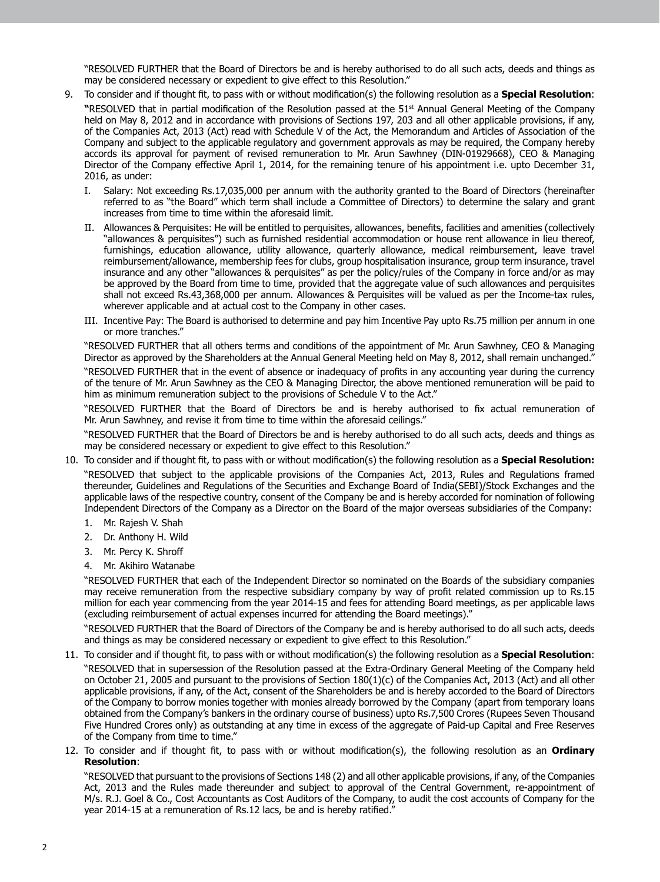"RESOLVED FURTHER that the Board of Directors be and is hereby authorised to do all such acts, deeds and things as may be considered necessary or expedient to give effect to this Resolution."

9. To consider and if thought fit, to pass with or without modification(s) the following resolution as a **Special Resolution**:

   **"**RESOLVED that in partial modification of the Resolution passed at the 51st Annual General Meeting of the Company held on May 8, 2012 and in accordance with provisions of Sections 197, 203 and all other applicable provisions, if any, of the Companies Act, 2013 (Act) read with Schedule V of the Act, the Memorandum and Articles of Association of the Company and subject to the applicable regulatory and government approvals as may be required, the Company hereby accords its approval for payment of revised remuneration to Mr. Arun Sawhney (DIN-01929668), CEO & Managing Director of the Company effective April 1, 2014, for the remaining tenure of his appointment i.e. upto December 31, 2016, as under:

   I. Salary: Not exceeding Rs.17,035,000 per annum with the authority granted to the Board of Directors (hereinafter referred to as "the Board" which term shall include a Committee of Directors) to determine the salary and grant increases from time to time within the aforesaid limit.

   II. Allowances & Perquisites: He will be entitled to perquisites, allowances, benefits, facilities and amenities (collectively "allowances & perquisites") such as furnished residential accommodation or house rent allowance in lieu thereof, furnishings, education allowance, utility allowance, quarterly allowance, medical reimbursement, leave travel reimbursement/allowance, membership fees for clubs, group hospitalisation insurance, group term insurance, travel insurance and any other "allowances & perquisites" as per the policy/rules of the Company in force and/or as may be approved by the Board from time to time, provided that the aggregate value of such allowances and perquisites shall not exceed Rs.43,368,000 per annum. Allowances & Perquisites will be valued as per the Income-tax rules, wherever applicable and at actual cost to the Company in other cases.

   III. Incentive Pay: The Board is authorised to determine and pay him Incentive Pay upto Rs.75 million per annum in one or more tranches."

   "RESOLVED FURTHER that all others terms and conditions of the appointment of Mr. Arun Sawhney, CEO & Managing Director as approved by the Shareholders at the Annual General Meeting held on May 8, 2012, shall remain unchanged."

   "RESOLVED FURTHER that in the event of absence or inadequacy of profits in any accounting year during the currency of the tenure of Mr. Arun Sawhney as the CEO & Managing Director, the above mentioned remuneration will be paid to him as minimum remuneration subject to the provisions of Schedule V to the Act."

   "RESOLVED FURTHER that the Board of Directors be and is hereby authorised to fix actual remuneration of Mr. Arun Sawhney, and revise it from time to time within the aforesaid ceilings."

   "RESOLVED FURTHER that the Board of Directors be and is hereby authorised to do all such acts, deeds and things as may be considered necessary or expedient to give effect to this Resolution."

10. To consider and if thought fit, to pass with or without modification(s) the following resolution as a **Special Resolution:**

    "RESOLVED that subject to the applicable provisions of the Companies Act, 2013, Rules and Regulations framed thereunder, Guidelines and Regulations of the Securities and Exchange Board of India(SEBI)/Stock Exchanges and the applicable laws of the respective country, consent of the Company be and is hereby accorded for nomination of following Independent Directors of the Company as a Director on the Board of the major overseas subsidiaries of the Company:

    1. Mr. Rajesh V. Shah
    2. Dr. Anthony H. Wild
    3. Mr. Percy K. Shroff
    4. Mr. Akihiro Watanabe

    "RESOLVED FURTHER that each of the Independent Director so nominated on the Boards of the subsidiary companies may receive remuneration from the respective subsidiary company by way of profit related commission up to Rs.15 million for each year commencing from the year 2014-15 and fees for attending Board meetings, as per applicable laws (excluding reimbursement of actual expenses incurred for attending the Board meetings)."

    "RESOLVED FURTHER that the Board of Directors of the Company be and is hereby authorised to do all such acts, deeds and things as may be considered necessary or expedient to give effect to this Resolution."

11. To consider and if thought fit, to pass with or without modification(s) the following resolution as a **Special Resolution**:

    "RESOLVED that in supersession of the Resolution passed at the Extra-Ordinary General Meeting of the Company held on October 21, 2005 and pursuant to the provisions of Section 180(1)(c) of the Companies Act, 2013 (Act) and all other applicable provisions, if any, of the Act, consent of the Shareholders be and is hereby accorded to the Board of Directors of the Company to borrow monies together with monies already borrowed by the Company (apart from temporary loans obtained from the Company's bankers in the ordinary course of business) upto Rs.7,500 Crores (Rupees Seven Thousand Five Hundred Crores only) as outstanding at any time in excess of the aggregate of Paid-up Capital and Free Reserves of the Company from time to time."

12. To consider and if thought fit, to pass with or without modification(s), the following resolution as an **Ordinary Resolution**:

    "RESOLVED that pursuant to the provisions of Sections 148 (2) and all other applicable provisions, if any, of the Companies Act, 2013 and the Rules made thereunder and subject to approval of the Central Government, re-appointment of M/s. R.J. Goel & Co., Cost Accountants as Cost Auditors of the Company, to audit the cost accounts of Company for the year 2014-15 at a remuneration of Rs.12 lacs, be and is hereby ratified."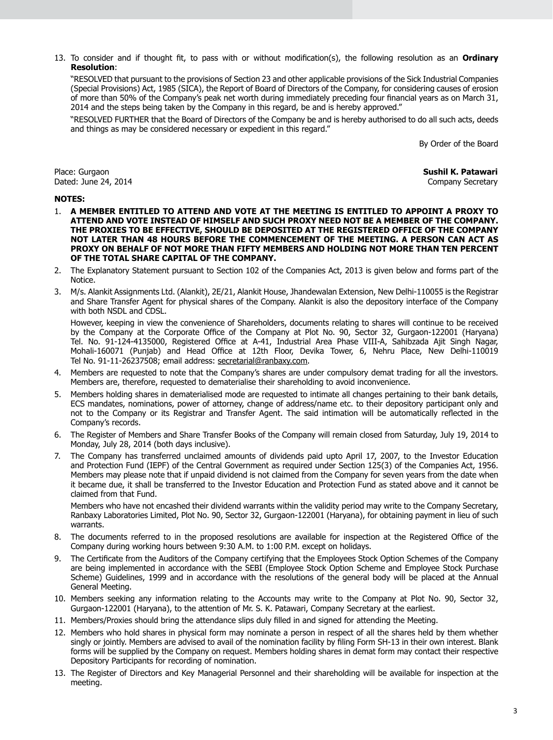13. To consider and if thought fit, to pass with or without modification(s), the following resolution as an **Ordinary Resolution**:

    "RESOLVED that pursuant to the provisions of Section 23 and other applicable provisions of the Sick Industrial Companies (Special Provisions) Act, 1985 (SICA), the Report of Board of Directors of the Company, for considering causes of erosion of more than 50% of the Company's peak net worth during immediately preceding four financial years as on March 31, 2014 and the steps being taken by the Company in this regard, be and is hereby approved."

    "RESOLVED FURTHER that the Board of Directors of the Company be and is hereby authorised to do all such acts, deeds and things as may be considered necessary or expedient in this regard."

By Order of the Board

Place: Gurgaon
Dated: June 24, 2014

**Sushil K. Patawari**
Company Secretary

**NOTES:**

1. **A MEMBER ENTITLED TO ATTEND AND VOTE AT THE MEETING IS ENTITLED TO APPOINT A PROXY TO ATTEND AND VOTE INSTEAD OF HIMSELF AND SUCH PROXY NEED NOT BE A MEMBER OF THE COMPANY. THE PROXIES TO BE EFFECTIVE, SHOULD BE DEPOSITED AT THE REGISTERED OFFICE OF THE COMPANY NOT LATER THAN 48 HOURS BEFORE THE COMMENCEMENT OF THE MEETING. A PERSON CAN ACT AS PROXY ON BEHALF OF NOT MORE THAN FIFTY MEMBERS AND HOLDING NOT MORE THAN TEN PERCENT OF THE TOTAL SHARE CAPITAL OF THE COMPANY.**

2. The Explanatory Statement pursuant to Section 102 of the Companies Act, 2013 is given below and forms part of the Notice.

3. M/s. Alankit Assignments Ltd. (Alankit), 2E/21, Alankit House, Jhandewalan Extension, New Delhi-110055 is the Registrar and Share Transfer Agent for physical shares of the Company. Alankit is also the depository interface of the Company with both NSDL and CDSL.

   However, keeping in view the convenience of Shareholders, documents relating to shares will continue to be received by the Company at the Corporate Office of the Company at Plot No. 90, Sector 32, Gurgaon-122001 (Haryana) Tel. No. 91-124-4135000, Registered Office at A-41, Industrial Area Phase VIII-A, Sahibzada Ajit Singh Nagar, Mohali-160071 (Punjab) and Head Office at 12th Floor, Devika Tower, 6, Nehru Place, New Delhi-110019 Tel No. 91-11-26237508; email address: secretarial@ranbaxy.com.

4. Members are requested to note that the Company's shares are under compulsory demat trading for all the investors. Members are, therefore, requested to dematerialise their shareholding to avoid inconvenience.

5. Members holding shares in dematerialised mode are requested to intimate all changes pertaining to their bank details, ECS mandates, nominations, power of attorney, change of address/name etc. to their depository participant only and not to the Company or its Registrar and Transfer Agent. The said intimation will be automatically reflected in the Company's records.

6. The Register of Members and Share Transfer Books of the Company will remain closed from Saturday, July 19, 2014 to Monday, July 28, 2014 (both days inclusive).

7. The Company has transferred unclaimed amounts of dividends paid upto April 17, 2007, to the Investor Education and Protection Fund (IEPF) of the Central Government as required under Section 125(3) of the Companies Act, 1956. Members may please note that if unpaid dividend is not claimed from the Company for seven years from the date when it became due, it shall be transferred to the Investor Education and Protection Fund as stated above and it cannot be claimed from that Fund.

   Members who have not encashed their dividend warrants within the validity period may write to the Company Secretary, Ranbaxy Laboratories Limited, Plot No. 90, Sector 32, Gurgaon-122001 (Haryana), for obtaining payment in lieu of such warrants.

8. The documents referred to in the proposed resolutions are available for inspection at the Registered Office of the Company during working hours between 9:30 A.M. to 1:00 P.M. except on holidays.

9. The Certificate from the Auditors of the Company certifying that the Employees Stock Option Schemes of the Company are being implemented in accordance with the SEBI (Employee Stock Option Scheme and Employee Stock Purchase Scheme) Guidelines, 1999 and in accordance with the resolutions of the general body will be placed at the Annual General Meeting.

10. Members seeking any information relating to the Accounts may write to the Company at Plot No. 90, Sector 32, Gurgaon-122001 (Haryana), to the attention of Mr. S. K. Patawari, Company Secretary at the earliest.

11. Members/Proxies should bring the attendance slips duly filled in and signed for attending the Meeting.

12. Members who hold shares in physical form may nominate a person in respect of all the shares held by them whether singly or jointly. Members are advised to avail of the nomination facility by filing Form SH-13 in their own interest. Blank forms will be supplied by the Company on request. Members holding shares in demat form may contact their respective Depository Participants for recording of nomination.

13. The Register of Directors and Key Managerial Personnel and their shareholding will be available for inspection at the meeting.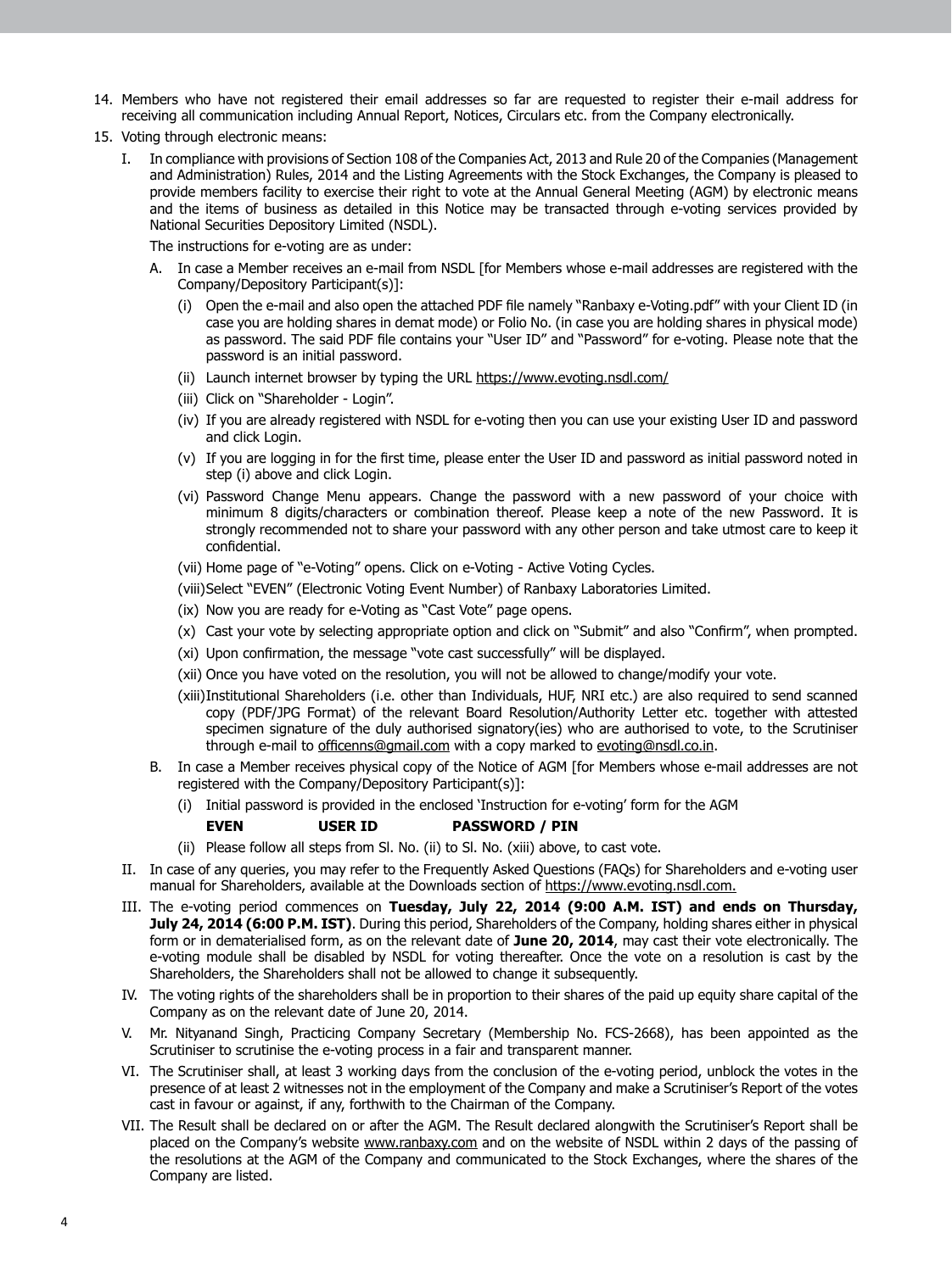14. Members who have not registered their email addresses so far are requested to register their e-mail address for receiving all communication including Annual Report, Notices, Circulars etc. from the Company electronically.

15. Voting through electronic means:

    I. In compliance with provisions of Section 108 of the Companies Act, 2013 and Rule 20 of the Companies (Management and Administration) Rules, 2014 and the Listing Agreements with the Stock Exchanges, the Company is pleased to provide members facility to exercise their right to vote at the Annual General Meeting (AGM) by electronic means and the items of business as detailed in this Notice may be transacted through e-voting services provided by National Securities Depository Limited (NSDL).

       The instructions for e-voting are as under:

       A. In case a Member receives an e-mail from NSDL [for Members whose e-mail addresses are registered with the Company/Depository Participant(s)]:

          (i) Open the e-mail and also open the attached PDF file namely "Ranbaxy e-Voting.pdf" with your Client ID (in case you are holding shares in demat mode) or Folio No. (in case you are holding shares in physical mode) as password. The said PDF file contains your "User ID" and "Password" for e-voting. Please note that the password is an initial password.

          (ii) Launch internet browser by typing the URL https://www.evoting.nsdl.com/

          (iii) Click on "Shareholder - Login".

          (iv) If you are already registered with NSDL for e-voting then you can use your existing User ID and password and click Login.

          (v) If you are logging in for the first time, please enter the User ID and password as initial password noted in step (i) above and click Login.

          (vi) Password Change Menu appears. Change the password with a new password of your choice with minimum 8 digits/characters or combination thereof. Please keep a note of the new Password. It is strongly recommended not to share your password with any other person and take utmost care to keep it confidential.

          (vii) Home page of "e-Voting" opens. Click on e-Voting - Active Voting Cycles.

          (viii) Select "EVEN" (Electronic Voting Event Number) of Ranbaxy Laboratories Limited.

          (ix) Now you are ready for e-Voting as "Cast Vote" page opens.

          (x) Cast your vote by selecting appropriate option and click on "Submit" and also "Confirm", when prompted.

          (xi) Upon confirmation, the message "vote cast successfully" will be displayed.

          (xii) Once you have voted on the resolution, you will not be allowed to change/modify your vote.

          (xiii) Institutional Shareholders (i.e. other than Individuals, HUF, NRI etc.) are also required to send scanned copy (PDF/JPG Format) of the relevant Board Resolution/Authority Letter etc. together with attested specimen signature of the duly authorised signatory(ies) who are authorised to vote, to the Scrutiniser through e-mail to officenns@gmail.com with a copy marked to evoting@nsdl.co.in.

       B. In case a Member receives physical copy of the Notice of AGM [for Members whose e-mail addresses are not registered with the Company/Depository Participant(s)]:

          (i) Initial password is provided in the enclosed 'Instruction for e-voting' form for the AGM

          | **EVEN** | **USER ID** | **PASSWORD / PIN** |
          |---|---|---|

          (ii) Please follow all steps from Sl. No. (ii) to Sl. No. (xiii) above, to cast vote.

    II. In case of any queries, you may refer to the Frequently Asked Questions (FAQs) for Shareholders and e-voting user manual for Shareholders, available at the Downloads section of https://www.evoting.nsdl.com.

    III. The e-voting period commences on **Tuesday, July 22, 2014 (9:00 A.M. IST) and ends on Thursday, July 24, 2014 (6:00 P.M. IST)**. During this period, Shareholders of the Company, holding shares either in physical form or in dematerialised form, as on the relevant date of **June 20, 2014**, may cast their vote electronically. The e-voting module shall be disabled by NSDL for voting thereafter. Once the vote on a resolution is cast by the Shareholders, the Shareholders shall not be allowed to change it subsequently.

    IV. The voting rights of the shareholders shall be in proportion to their shares of the paid up equity share capital of the Company as on the relevant date of June 20, 2014.

    V. Mr. Nityanand Singh, Practicing Company Secretary (Membership No. FCS-2668), has been appointed as the Scrutiniser to scrutinise the e-voting process in a fair and transparent manner.

    VI. The Scrutiniser shall, at least 3 working days from the conclusion of the e-voting period, unblock the votes in the presence of at least 2 witnesses not in the employment of the Company and make a Scrutiniser's Report of the votes cast in favour or against, if any, forthwith to the Chairman of the Company.

    VII. The Result shall be declared on or after the AGM. The Result declared alongwith the Scrutiniser's Report shall be placed on the Company's website www.ranbaxy.com and on the website of NSDL within 2 days of the passing of the resolutions at the AGM of the Company and communicated to the Stock Exchanges, where the shares of the Company are listed.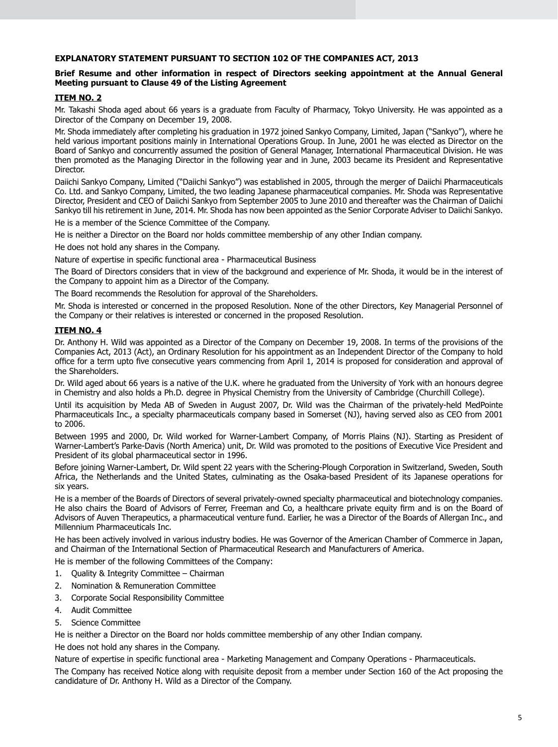**EXPLANATORY STATEMENT PURSUANT TO SECTION 102 OF THE COMPANIES ACT, 2013**

**Brief Resume and other information in respect of Directors seeking appointment at the Annual General Meeting pursuant to Clause 49 of the Listing Agreement**

**ITEM NO. 2**

Mr. Takashi Shoda aged about 66 years is a graduate from Faculty of Pharmacy, Tokyo University. He was appointed as a Director of the Company on December 19, 2008.

Mr. Shoda immediately after completing his graduation in 1972 joined Sankyo Company, Limited, Japan ("Sankyo"), where he held various important positions mainly in International Operations Group. In June, 2001 he was elected as Director on the Board of Sankyo and concurrently assumed the position of General Manager, International Pharmaceutical Division. He was then promoted as the Managing Director in the following year and in June, 2003 became its President and Representative Director.

Daiichi Sankyo Company, Limited ("Daiichi Sankyo") was established in 2005, through the merger of Daiichi Pharmaceuticals Co. Ltd. and Sankyo Company, Limited, the two leading Japanese pharmaceutical companies. Mr. Shoda was Representative Director, President and CEO of Daiichi Sankyo from September 2005 to June 2010 and thereafter was the Chairman of Daiichi Sankyo till his retirement in June, 2014. Mr. Shoda has now been appointed as the Senior Corporate Adviser to Daiichi Sankyo.

He is a member of the Science Committee of the Company.

He is neither a Director on the Board nor holds committee membership of any other Indian company.

He does not hold any shares in the Company.

Nature of expertise in specific functional area - Pharmaceutical Business

The Board of Directors considers that in view of the background and experience of Mr. Shoda, it would be in the interest of the Company to appoint him as a Director of the Company.

The Board recommends the Resolution for approval of the Shareholders.

Mr. Shoda is interested or concerned in the proposed Resolution. None of the other Directors, Key Managerial Personnel of the Company or their relatives is interested or concerned in the proposed Resolution.

**ITEM NO. 4**

Dr. Anthony H. Wild was appointed as a Director of the Company on December 19, 2008. In terms of the provisions of the Companies Act, 2013 (Act), an Ordinary Resolution for his appointment as an Independent Director of the Company to hold office for a term upto five consecutive years commencing from April 1, 2014 is proposed for consideration and approval of the Shareholders.

Dr. Wild aged about 66 years is a native of the U.K. where he graduated from the University of York with an honours degree in Chemistry and also holds a Ph.D. degree in Physical Chemistry from the University of Cambridge (Churchill College).

Until its acquisition by Meda AB of Sweden in August 2007, Dr. Wild was the Chairman of the privately-held MedPointe Pharmaceuticals Inc., a specialty pharmaceuticals company based in Somerset (NJ), having served also as CEO from 2001 to 2006.

Between 1995 and 2000, Dr. Wild worked for Warner-Lambert Company, of Morris Plains (NJ). Starting as President of Warner-Lambert's Parke-Davis (North America) unit, Dr. Wild was promoted to the positions of Executive Vice President and President of its global pharmaceutical sector in 1996.

Before joining Warner-Lambert, Dr. Wild spent 22 years with the Schering-Plough Corporation in Switzerland, Sweden, South Africa, the Netherlands and the United States, culminating as the Osaka-based President of its Japanese operations for six years.

He is a member of the Boards of Directors of several privately-owned specialty pharmaceutical and biotechnology companies. He also chairs the Board of Advisors of Ferrer, Freeman and Co, a healthcare private equity firm and is on the Board of Advisors of Auven Therapeutics, a pharmaceutical venture fund. Earlier, he was a Director of the Boards of Allergan Inc., and Millennium Pharmaceuticals Inc.

He has been actively involved in various industry bodies. He was Governor of the American Chamber of Commerce in Japan, and Chairman of the International Section of Pharmaceutical Research and Manufacturers of America.

He is member of the following Committees of the Company:

1. Quality & Integrity Committee – Chairman
2. Nomination & Remuneration Committee
3. Corporate Social Responsibility Committee
4. Audit Committee
5. Science Committee

He is neither a Director on the Board nor holds committee membership of any other Indian company.

He does not hold any shares in the Company.

Nature of expertise in specific functional area - Marketing Management and Company Operations - Pharmaceuticals.

The Company has received Notice along with requisite deposit from a member under Section 160 of the Act proposing the candidature of Dr. Anthony H. Wild as a Director of the Company.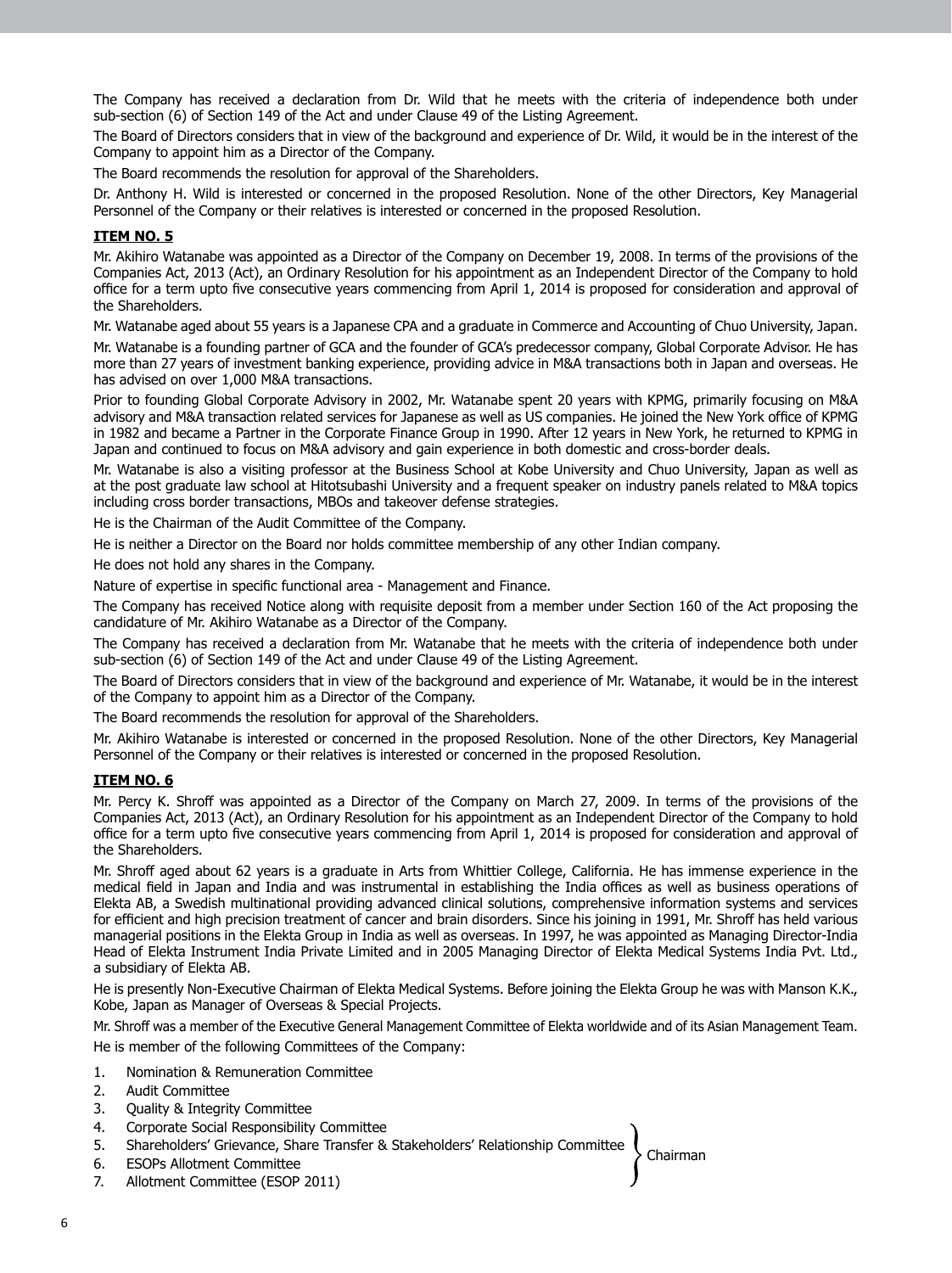The Company has received a declaration from Dr. Wild that he meets with the criteria of independence both under sub-section (6) of Section 149 of the Act and under Clause 49 of the Listing Agreement.

The Board of Directors considers that in view of the background and experience of Dr. Wild, it would be in the interest of the Company to appoint him as a Director of the Company.

The Board recommends the resolution for approval of the Shareholders.

Dr. Anthony H. Wild is interested or concerned in the proposed Resolution. None of the other Directors, Key Managerial Personnel of the Company or their relatives is interested or concerned in the proposed Resolution.

## ITEM NO. 5

Mr. Akihiro Watanabe was appointed as a Director of the Company on December 19, 2008. In terms of the provisions of the Companies Act, 2013 (Act), an Ordinary Resolution for his appointment as an Independent Director of the Company to hold office for a term upto five consecutive years commencing from April 1, 2014 is proposed for consideration and approval of the Shareholders.

Mr. Watanabe aged about 55 years is a Japanese CPA and a graduate in Commerce and Accounting of Chuo University, Japan.

Mr. Watanabe is a founding partner of GCA and the founder of GCA's predecessor company, Global Corporate Advisor. He has more than 27 years of investment banking experience, providing advice in M&A transactions both in Japan and overseas. He has advised on over 1,000 M&A transactions.

Prior to founding Global Corporate Advisory in 2002, Mr. Watanabe spent 20 years with KPMG, primarily focusing on M&A advisory and M&A transaction related services for Japanese as well as US companies. He joined the New York office of KPMG in 1982 and became a Partner in the Corporate Finance Group in 1990. After 12 years in New York, he returned to KPMG in Japan and continued to focus on M&A advisory and gain experience in both domestic and cross-border deals.

Mr. Watanabe is also a visiting professor at the Business School at Kobe University and Chuo University, Japan as well as at the post graduate law school at Hitotsubashi University and a frequent speaker on industry panels related to M&A topics including cross border transactions, MBOs and takeover defense strategies.

He is the Chairman of the Audit Committee of the Company.

He is neither a Director on the Board nor holds committee membership of any other Indian company.

He does not hold any shares in the Company.

Nature of expertise in specific functional area - Management and Finance.

The Company has received Notice along with requisite deposit from a member under Section 160 of the Act proposing the candidature of Mr. Akihiro Watanabe as a Director of the Company.

The Company has received a declaration from Mr. Watanabe that he meets with the criteria of independence both under sub-section (6) of Section 149 of the Act and under Clause 49 of the Listing Agreement.

The Board of Directors considers that in view of the background and experience of Mr. Watanabe, it would be in the interest of the Company to appoint him as a Director of the Company.

The Board recommends the resolution for approval of the Shareholders.

Mr. Akihiro Watanabe is interested or concerned in the proposed Resolution. None of the other Directors, Key Managerial Personnel of the Company or their relatives is interested or concerned in the proposed Resolution.

## ITEM NO. 6

Mr. Percy K. Shroff was appointed as a Director of the Company on March 27, 2009. In terms of the provisions of the Companies Act, 2013 (Act), an Ordinary Resolution for his appointment as an Independent Director of the Company to hold office for a term upto five consecutive years commencing from April 1, 2014 is proposed for consideration and approval of the Shareholders.

Mr. Shroff aged about 62 years is a graduate in Arts from Whittier College, California. He has immense experience in the medical field in Japan and India and was instrumental in establishing the India offices as well as business operations of Elekta AB, a Swedish multinational providing advanced clinical solutions, comprehensive information systems and services for efficient and high precision treatment of cancer and brain disorders. Since his joining in 1991, Mr. Shroff has held various managerial positions in the Elekta Group in India as well as overseas. In 1997, he was appointed as Managing Director-India Head of Elekta Instrument India Private Limited and in 2005 Managing Director of Elekta Medical Systems India Pvt. Ltd., a subsidiary of Elekta AB.

He is presently Non-Executive Chairman of Elekta Medical Systems. Before joining the Elekta Group he was with Manson K.K., Kobe, Japan as Manager of Overseas & Special Projects.

Mr. Shroff was a member of the Executive General Management Committee of Elekta worldwide and of its Asian Management Team.

He is member of the following Committees of the Company:

1. Nomination & Remuneration Committee
2. Audit Committee
3. Quality & Integrity Committee
4. Corporate Social Responsibility Committee (Chairman)
5. Shareholders' Grievance, Share Transfer & Stakeholders' Relationship Committee (Chairman)
6. ESOPs Allotment Committee (Chairman)
7. Allotment Committee (ESOP 2011) (Chairman)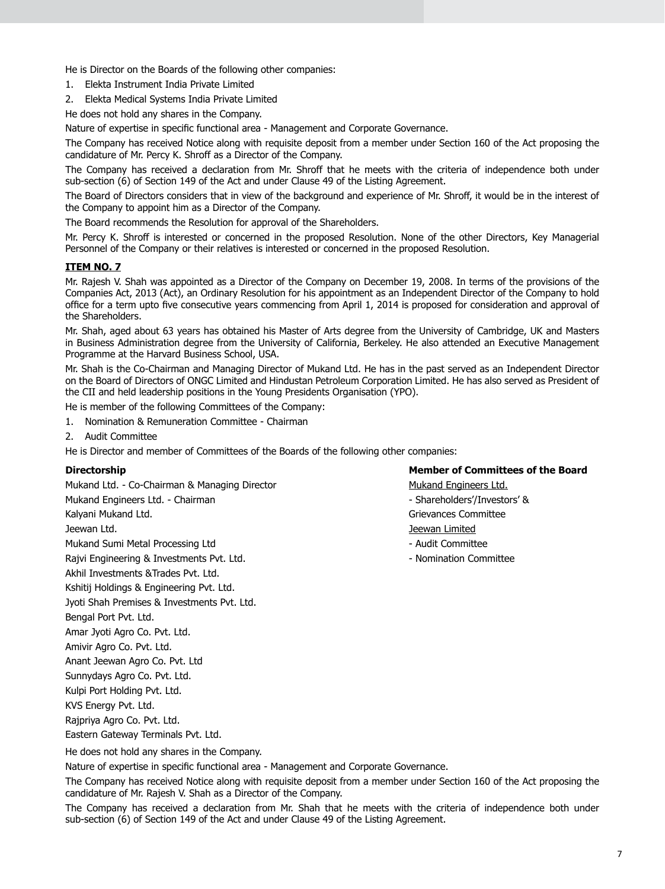He is Director on the Boards of the following other companies:

1. Elekta Instrument India Private Limited
2. Elekta Medical Systems India Private Limited

He does not hold any shares in the Company.

Nature of expertise in specific functional area - Management and Corporate Governance.

The Company has received Notice along with requisite deposit from a member under Section 160 of the Act proposing the candidature of Mr. Percy K. Shroff as a Director of the Company.

The Company has received a declaration from Mr. Shroff that he meets with the criteria of independence both under sub-section (6) of Section 149 of the Act and under Clause 49 of the Listing Agreement.

The Board of Directors considers that in view of the background and experience of Mr. Shroff, it would be in the interest of the Company to appoint him as a Director of the Company.

The Board recommends the Resolution for approval of the Shareholders.

Mr. Percy K. Shroff is interested or concerned in the proposed Resolution. None of the other Directors, Key Managerial Personnel of the Company or their relatives is interested or concerned in the proposed Resolution.

**ITEM NO. 7**

Mr. Rajesh V. Shah was appointed as a Director of the Company on December 19, 2008. In terms of the provisions of the Companies Act, 2013 (Act), an Ordinary Resolution for his appointment as an Independent Director of the Company to hold office for a term upto five consecutive years commencing from April 1, 2014 is proposed for consideration and approval of the Shareholders.

Mr. Shah, aged about 63 years has obtained his Master of Arts degree from the University of Cambridge, UK and Masters in Business Administration degree from the University of California, Berkeley. He also attended an Executive Management Programme at the Harvard Business School, USA.

Mr. Shah is the Co-Chairman and Managing Director of Mukand Ltd. He has in the past served as an Independent Director on the Board of Directors of ONGC Limited and Hindustan Petroleum Corporation Limited. He has also served as President of the CII and held leadership positions in the Young Presidents Organisation (YPO).

He is member of the following Committees of the Company:

1. Nomination & Remuneration Committee - Chairman
2. Audit Committee

He is Director and member of Committees of the Boards of the following other companies:

| **Directorship** | **Member of Committees of the Board** |
|---|---|
| Mukand Ltd. - Co-Chairman & Managing Director | Mukand Engineers Ltd. |
| Mukand Engineers Ltd. - Chairman | - Shareholders'/Investors' & Grievances Committee |
| Kalyani Mukand Ltd. | |
| Jeewan Ltd. | Jeewan Limited |
| Mukand Sumi Metal Processing Ltd | - Audit Committee |
| Rajvi Engineering & Investments Pvt. Ltd. | - Nomination Committee |
| Akhil Investments &Trades Pvt. Ltd. | |
| Kshitij Holdings & Engineering Pvt. Ltd. | |
| Jyoti Shah Premises & Investments Pvt. Ltd. | |
| Bengal Port Pvt. Ltd. | |
| Amar Jyoti Agro Co. Pvt. Ltd. | |
| Amivir Agro Co. Pvt. Ltd. | |
| Anant Jeewan Agro Co. Pvt. Ltd | |
| Sunnydays Agro Co. Pvt. Ltd. | |
| Kulpi Port Holding Pvt. Ltd. | |
| KVS Energy Pvt. Ltd. | |
| Rajpriya Agro Co. Pvt. Ltd. | |
| Eastern Gateway Terminals Pvt. Ltd. | |

He does not hold any shares in the Company.

Nature of expertise in specific functional area - Management and Corporate Governance.

The Company has received Notice along with requisite deposit from a member under Section 160 of the Act proposing the candidature of Mr. Rajesh V. Shah as a Director of the Company.

The Company has received a declaration from Mr. Shah that he meets with the criteria of independence both under sub-section (6) of Section 149 of the Act and under Clause 49 of the Listing Agreement.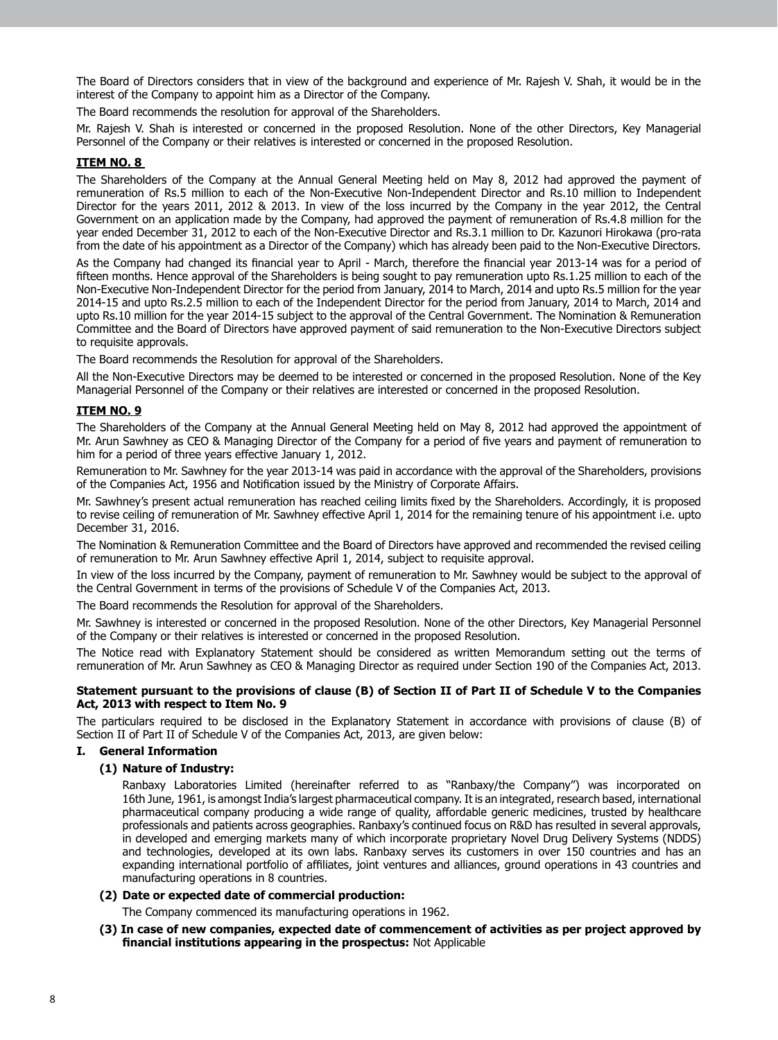The Board of Directors considers that in view of the background and experience of Mr. Rajesh V. Shah, it would be in the interest of the Company to appoint him as a Director of the Company.

The Board recommends the resolution for approval of the Shareholders.

Mr. Rajesh V. Shah is interested or concerned in the proposed Resolution. None of the other Directors, Key Managerial Personnel of the Company or their relatives is interested or concerned in the proposed Resolution.

**ITEM NO. 8**

The Shareholders of the Company at the Annual General Meeting held on May 8, 2012 had approved the payment of remuneration of Rs.5 million to each of the Non-Executive Non-Independent Director and Rs.10 million to Independent Director for the years 2011, 2012 & 2013. In view of the loss incurred by the Company in the year 2012, the Central Government on an application made by the Company, had approved the payment of remuneration of Rs.4.8 million for the year ended December 31, 2012 to each of the Non-Executive Director and Rs.3.1 million to Dr. Kazunori Hirokawa (pro-rata from the date of his appointment as a Director of the Company) which has already been paid to the Non-Executive Directors.

As the Company had changed its financial year to April - March, therefore the financial year 2013-14 was for a period of fifteen months. Hence approval of the Shareholders is being sought to pay remuneration upto Rs.1.25 million to each of the Non-Executive Non-Independent Director for the period from January, 2014 to March, 2014 and upto Rs.5 million for the year 2014-15 and upto Rs.2.5 million to each of the Independent Director for the period from January, 2014 to March, 2014 and upto Rs.10 million for the year 2014-15 subject to the approval of the Central Government. The Nomination & Remuneration Committee and the Board of Directors have approved payment of said remuneration to the Non-Executive Directors subject to requisite approvals.

The Board recommends the Resolution for approval of the Shareholders.

All the Non-Executive Directors may be deemed to be interested or concerned in the proposed Resolution. None of the Key Managerial Personnel of the Company or their relatives are interested or concerned in the proposed Resolution.

**ITEM NO. 9**

The Shareholders of the Company at the Annual General Meeting held on May 8, 2012 had approved the appointment of Mr. Arun Sawhney as CEO & Managing Director of the Company for a period of five years and payment of remuneration to him for a period of three years effective January 1, 2012.

Remuneration to Mr. Sawhney for the year 2013-14 was paid in accordance with the approval of the Shareholders, provisions of the Companies Act, 1956 and Notification issued by the Ministry of Corporate Affairs.

Mr. Sawhney's present actual remuneration has reached ceiling limits fixed by the Shareholders. Accordingly, it is proposed to revise ceiling of remuneration of Mr. Sawhney effective April 1, 2014 for the remaining tenure of his appointment i.e. upto December 31, 2016.

The Nomination & Remuneration Committee and the Board of Directors have approved and recommended the revised ceiling of remuneration to Mr. Arun Sawhney effective April 1, 2014, subject to requisite approval.

In view of the loss incurred by the Company, payment of remuneration to Mr. Sawhney would be subject to the approval of the Central Government in terms of the provisions of Schedule V of the Companies Act, 2013.

The Board recommends the Resolution for approval of the Shareholders.

Mr. Sawhney is interested or concerned in the proposed Resolution. None of the other Directors, Key Managerial Personnel of the Company or their relatives is interested or concerned in the proposed Resolution.

The Notice read with Explanatory Statement should be considered as written Memorandum setting out the terms of remuneration of Mr. Arun Sawhney as CEO & Managing Director as required under Section 190 of the Companies Act, 2013.

**Statement pursuant to the provisions of clause (B) of Section II of Part II of Schedule V to the Companies Act, 2013 with respect to Item No. 9**

The particulars required to be disclosed in the Explanatory Statement in accordance with provisions of clause (B) of Section II of Part II of Schedule V of the Companies Act, 2013, are given below:

**I. General Information**

**(1) Nature of Industry:**

Ranbaxy Laboratories Limited (hereinafter referred to as "Ranbaxy/the Company") was incorporated on 16th June, 1961, is amongst India's largest pharmaceutical company. It is an integrated, research based, international pharmaceutical company producing a wide range of quality, affordable generic medicines, trusted by healthcare professionals and patients across geographies. Ranbaxy's continued focus on R&D has resulted in several approvals, in developed and emerging markets many of which incorporate proprietary Novel Drug Delivery Systems (NDDS) and technologies, developed at its own labs. Ranbaxy serves its customers in over 150 countries and has an expanding international portfolio of affiliates, joint ventures and alliances, ground operations in 43 countries and manufacturing operations in 8 countries.

**(2) Date or expected date of commercial production:**

The Company commenced its manufacturing operations in 1962.

**(3) In case of new companies, expected date of commencement of activities as per project approved by financial institutions appearing in the prospectus:** Not Applicable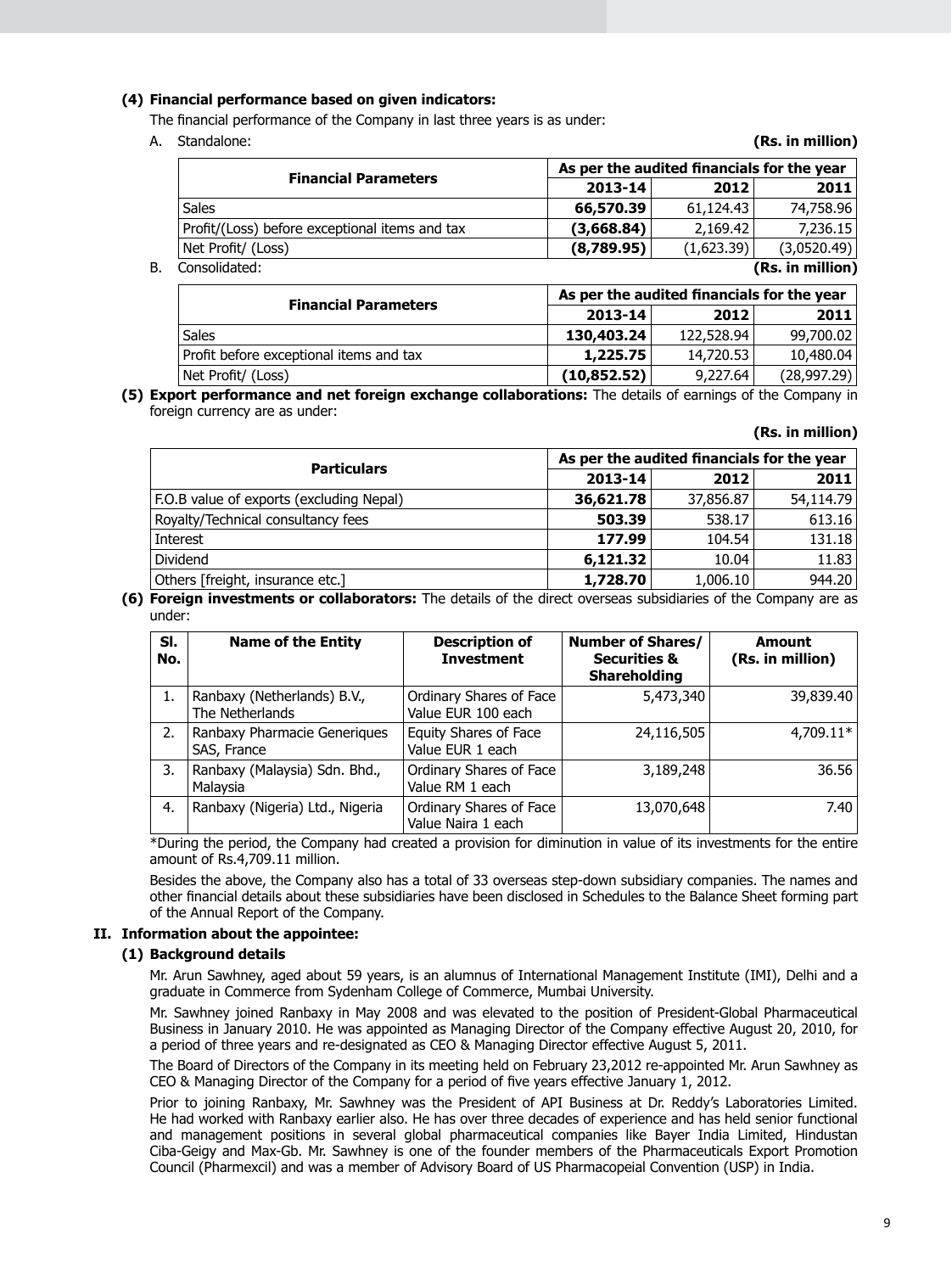**(4) Financial performance based on given indicators:**

The financial performance of the Company in last three years is as under:

A. Standalone: **(Rs. in million)**

| Financial Parameters | As per the audited financials for the year | | |
|---|---|---|---|
| | **2013-14** | **2012** | **2011** |
| Sales | **66,570.39** | 61,124.43 | 74,758.96 |
| Profit/(Loss) before exceptional items and tax | **(3,668.84)** | 2,169.42 | 7,236.15 |
| Net Profit/ (Loss) | **(8,789.95)** | (1,623.39) | (3,0520.49) |

B. Consolidated: **(Rs. in million)**

| Financial Parameters | As per the audited financials for the year | | |
|---|---|---|---|
| | **2013-14** | **2012** | **2011** |
| Sales | **130,403.24** | 122,528.94 | 99,700.02 |
| Profit before exceptional items and tax | **1,225.75** | 14,720.53 | 10,480.04 |
| Net Profit/ (Loss) | **(10,852.52)** | 9,227.64 | (28,997.29) |

**(5) Export performance and net foreign exchange collaborations:** The details of earnings of the Company in foreign currency are as under:

**(Rs. in million)**

| Particulars | As per the audited financials for the year | | |
|---|---|---|---|
| | **2013-14** | **2012** | **2011** |
| F.O.B value of exports (excluding Nepal) | **36,621.78** | 37,856.87 | 54,114.79 |
| Royalty/Technical consultancy fees | **503.39** | 538.17 | 613.16 |
| Interest | **177.99** | 104.54 | 131.18 |
| Dividend | **6,121.32** | 10.04 | 11.83 |
| Others [freight, insurance etc.] | **1,728.70** | 1,006.10 | 944.20 |

**(6) Foreign investments or collaborators:** The details of the direct overseas subsidiaries of the Company are as under:

| Sl. No. | Name of the Entity | Description of Investment | Number of Shares/ Securities & Shareholding | Amount (Rs. in million) |
|---|---|---|---|---|
| 1. | Ranbaxy (Netherlands) B.V., The Netherlands | Ordinary Shares of Face Value EUR 100 each | 5,473,340 | 39,839.40 |
| 2. | Ranbaxy Pharmacie Generiques SAS, France | Equity Shares of Face Value EUR 1 each | 24,116,505 | 4,709.11* |
| 3. | Ranbaxy (Malaysia) Sdn. Bhd., Malaysia | Ordinary Shares of Face Value RM 1 each | 3,189,248 | 36.56 |
| 4. | Ranbaxy (Nigeria) Ltd., Nigeria | Ordinary Shares of Face Value Naira 1 each | 13,070,648 | 7.40 |

*During the period, the Company had created a provision for diminution in value of its investments for the entire amount of Rs.4,709.11 million.

Besides the above, the Company also has a total of 33 overseas step-down subsidiary companies. The names and other financial details about these subsidiaries have been disclosed in Schedules to the Balance Sheet forming part of the Annual Report of the Company.

## II. Information about the appointee:

**(1) Background details**

Mr. Arun Sawhney, aged about 59 years, is an alumnus of International Management Institute (IMI), Delhi and a graduate in Commerce from Sydenham College of Commerce, Mumbai University.

Mr. Sawhney joined Ranbaxy in May 2008 and was elevated to the position of President-Global Pharmaceutical Business in January 2010. He was appointed as Managing Director of the Company effective August 20, 2010, for a period of three years and re-designated as CEO & Managing Director effective August 5, 2011.

The Board of Directors of the Company in its meeting held on February 23,2012 re-appointed Mr. Arun Sawhney as CEO & Managing Director of the Company for a period of five years effective January 1, 2012.

Prior to joining Ranbaxy, Mr. Sawhney was the President of API Business at Dr. Reddy's Laboratories Limited. He had worked with Ranbaxy earlier also. He has over three decades of experience and has held senior functional and management positions in several global pharmaceutical companies like Bayer India Limited, Hindustan Ciba-Geigy and Max-Gb. Mr. Sawhney is one of the founder members of the Pharmaceuticals Export Promotion Council (Pharmexcil) and was a member of Advisory Board of US Pharmacopeial Convention (USP) in India.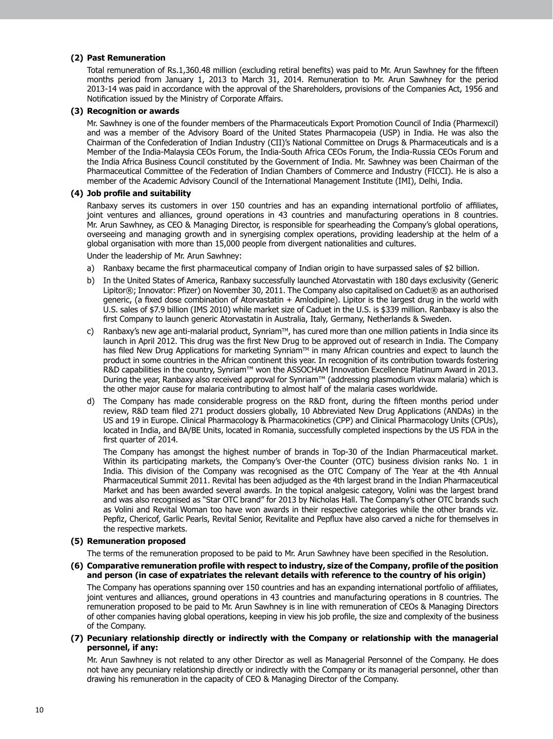**(2) Past Remuneration**

Total remuneration of Rs.1,360.48 million (excluding retiral benefits) was paid to Mr. Arun Sawhney for the fifteen months period from January 1, 2013 to March 31, 2014. Remuneration to Mr. Arun Sawhney for the period 2013-14 was paid in accordance with the approval of the Shareholders, provisions of the Companies Act, 1956 and Notification issued by the Ministry of Corporate Affairs.

**(3) Recognition or awards**

Mr. Sawhney is one of the founder members of the Pharmaceuticals Export Promotion Council of India (Pharmexcil) and was a member of the Advisory Board of the United States Pharmacopeia (USP) in India. He was also the Chairman of the Confederation of Indian Industry (CII)'s National Committee on Drugs & Pharmaceuticals and is a Member of the India-Malaysia CEOs Forum, the India-South Africa CEOs Forum, the India-Russia CEOs Forum and the India Africa Business Council constituted by the Government of India. Mr. Sawhney was been Chairman of the Pharmaceutical Committee of the Federation of Indian Chambers of Commerce and Industry (FICCI). He is also a member of the Academic Advisory Council of the International Management Institute (IMI), Delhi, India.

**(4) Job profile and suitability**

Ranbaxy serves its customers in over 150 countries and has an expanding international portfolio of affiliates, joint ventures and alliances, ground operations in 43 countries and manufacturing operations in 8 countries. Mr. Arun Sawhney, as CEO & Managing Director, is responsible for spearheading the Company's global operations, overseeing and managing growth and in synergising complex operations, providing leadership at the helm of a global organisation with more than 15,000 people from divergent nationalities and cultures.

Under the leadership of Mr. Arun Sawhney:

a) Ranbaxy became the first pharmaceutical company of Indian origin to have surpassed sales of $2 billion.

b) In the United States of America, Ranbaxy successfully launched Atorvastatin with 180 days exclusivity (Generic Lipitor®; Innovator: Pfizer) on November 30, 2011. The Company also capitalised on Caduet® as an authorised generic, (a fixed dose combination of Atorvastatin + Amlodipine). Lipitor is the largest drug in the world with U.S. sales of $7.9 billion (IMS 2010) while market size of Caduet in the U.S. is $339 million. Ranbaxy is also the first Company to launch generic Atorvastatin in Australia, Italy, Germany, Netherlands & Sweden.

c) Ranbaxy's new age anti-malarial product, Synriam™, has cured more than one million patients in India since its launch in April 2012. This drug was the first New Drug to be approved out of research in India. The Company has filed New Drug Applications for marketing Synriam™ in many African countries and expect to launch the product in some countries in the African continent this year. In recognition of its contribution towards fostering R&D capabilities in the country, Synriam™ won the ASSOCHAM Innovation Excellence Platinum Award in 2013. During the year, Ranbaxy also received approval for Synriam™ (addressing plasmodium vivax malaria) which is the other major cause for malaria contributing to almost half of the malaria cases worldwide.

d) The Company has made considerable progress on the R&D front, during the fifteen months period under review, R&D team filed 271 product dossiers globally, 10 Abbreviated New Drug Applications (ANDAs) in the US and 19 in Europe. Clinical Pharmacology & Pharmacokinetics (CPP) and Clinical Pharmacology Units (CPUs), located in India, and BA/BE Units, located in Romania, successfully completed inspections by the US FDA in the first quarter of 2014.

The Company has amongst the highest number of brands in Top-30 of the Indian Pharmaceutical market. Within its participating markets, the Company's Over-the Counter (OTC) business division ranks No. 1 in India. This division of the Company was recognised as the OTC Company of The Year at the 4th Annual Pharmaceutical Summit 2011. Revital has been adjudged as the 4th largest brand in the Indian Pharmaceutical Market and has been awarded several awards. In the topical analgesic category, Volini was the largest brand and was also recognised as "Star OTC brand" for 2013 by Nicholas Hall. The Company's other OTC brands such as Volini and Revital Woman too have won awards in their respective categories while the other brands viz. Pepfiz, Chericof, Garlic Pearls, Revital Senior, Revitalite and Pepflux have also carved a niche for themselves in the respective markets.

**(5) Remuneration proposed**

The terms of the remuneration proposed to be paid to Mr. Arun Sawhney have been specified in the Resolution.

**(6) Comparative remuneration profile with respect to industry, size of the Company, profile of the position and person (in case of expatriates the relevant details with reference to the country of his origin)**

The Company has operations spanning over 150 countries and has an expanding international portfolio of affiliates, joint ventures and alliances, ground operations in 43 countries and manufacturing operations in 8 countries. The remuneration proposed to be paid to Mr. Arun Sawhney is in line with remuneration of CEOs & Managing Directors of other companies having global operations, keeping in view his job profile, the size and complexity of the business of the Company.

**(7) Pecuniary relationship directly or indirectly with the Company or relationship with the managerial personnel, if any:**

Mr. Arun Sawhney is not related to any other Director as well as Managerial Personnel of the Company. He does not have any pecuniary relationship directly or indirectly with the Company or its managerial personnel, other than drawing his remuneration in the capacity of CEO & Managing Director of the Company.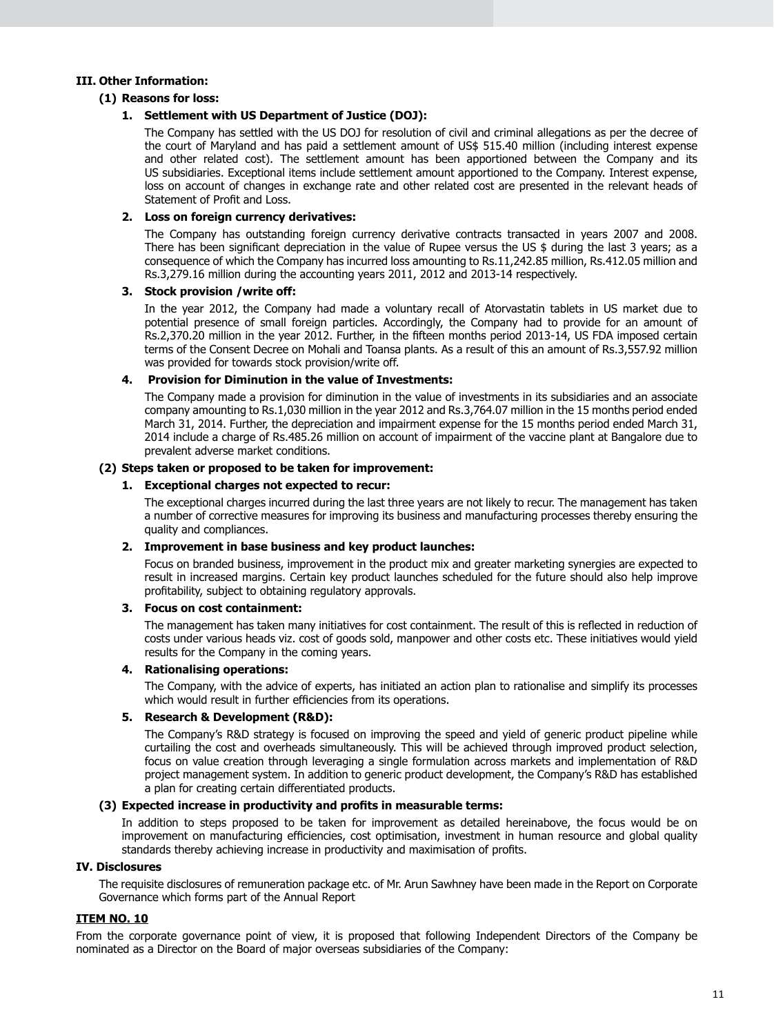### III. Other Information:

#### (1) Reasons for loss:

**1. Settlement with US Department of Justice (DOJ):**

The Company has settled with the US DOJ for resolution of civil and criminal allegations as per the decree of the court of Maryland and has paid a settlement amount of US$ 515.40 million (including interest expense and other related cost). The settlement amount has been apportioned between the Company and its US subsidiaries. Exceptional items include settlement amount apportioned to the Company. Interest expense, loss on account of changes in exchange rate and other related cost are presented in the relevant heads of Statement of Profit and Loss.

**2. Loss on foreign currency derivatives:**

The Company has outstanding foreign currency derivative contracts transacted in years 2007 and 2008. There has been significant depreciation in the value of Rupee versus the US $ during the last 3 years; as a consequence of which the Company has incurred loss amounting to Rs.11,242.85 million, Rs.412.05 million and Rs.3,279.16 million during the accounting years 2011, 2012 and 2013-14 respectively.

**3. Stock provision /write off:**

In the year 2012, the Company had made a voluntary recall of Atorvastatin tablets in US market due to potential presence of small foreign particles. Accordingly, the Company had to provide for an amount of Rs.2,370.20 million in the year 2012. Further, in the fifteen months period 2013-14, US FDA imposed certain terms of the Consent Decree on Mohali and Toansa plants. As a result of this an amount of Rs.3,557.92 million was provided for towards stock provision/write off.

**4. Provision for Diminution in the value of Investments:**

The Company made a provision for diminution in the value of investments in its subsidiaries and an associate company amounting to Rs.1,030 million in the year 2012 and Rs.3,764.07 million in the 15 months period ended March 31, 2014. Further, the depreciation and impairment expense for the 15 months period ended March 31, 2014 include a charge of Rs.485.26 million on account of impairment of the vaccine plant at Bangalore due to prevalent adverse market conditions.

#### (2) Steps taken or proposed to be taken for improvement:

**1. Exceptional charges not expected to recur:**

The exceptional charges incurred during the last three years are not likely to recur. The management has taken a number of corrective measures for improving its business and manufacturing processes thereby ensuring the quality and compliances.

**2. Improvement in base business and key product launches:**

Focus on branded business, improvement in the product mix and greater marketing synergies are expected to result in increased margins. Certain key product launches scheduled for the future should also help improve profitability, subject to obtaining regulatory approvals.

**3. Focus on cost containment:**

The management has taken many initiatives for cost containment. The result of this is reflected in reduction of costs under various heads viz. cost of goods sold, manpower and other costs etc. These initiatives would yield results for the Company in the coming years.

**4. Rationalising operations:**

The Company, with the advice of experts, has initiated an action plan to rationalise and simplify its processes which would result in further efficiencies from its operations.

**5. Research & Development (R&D):**

The Company's R&D strategy is focused on improving the speed and yield of generic product pipeline while curtailing the cost and overheads simultaneously. This will be achieved through improved product selection, focus on value creation through leveraging a single formulation across markets and implementation of R&D project management system. In addition to generic product development, the Company's R&D has established a plan for creating certain differentiated products.

#### (3) Expected increase in productivity and profits in measurable terms:

In addition to steps proposed to be taken for improvement as detailed hereinabove, the focus would be on improvement on manufacturing efficiencies, cost optimisation, investment in human resource and global quality standards thereby achieving increase in productivity and maximisation of profits.

### IV. Disclosures

The requisite disclosures of remuneration package etc. of Mr. Arun Sawhney have been made in the Report on Corporate Governance which forms part of the Annual Report

### ITEM NO. 10

From the corporate governance point of view, it is proposed that following Independent Directors of the Company be nominated as a Director on the Board of major overseas subsidiaries of the Company: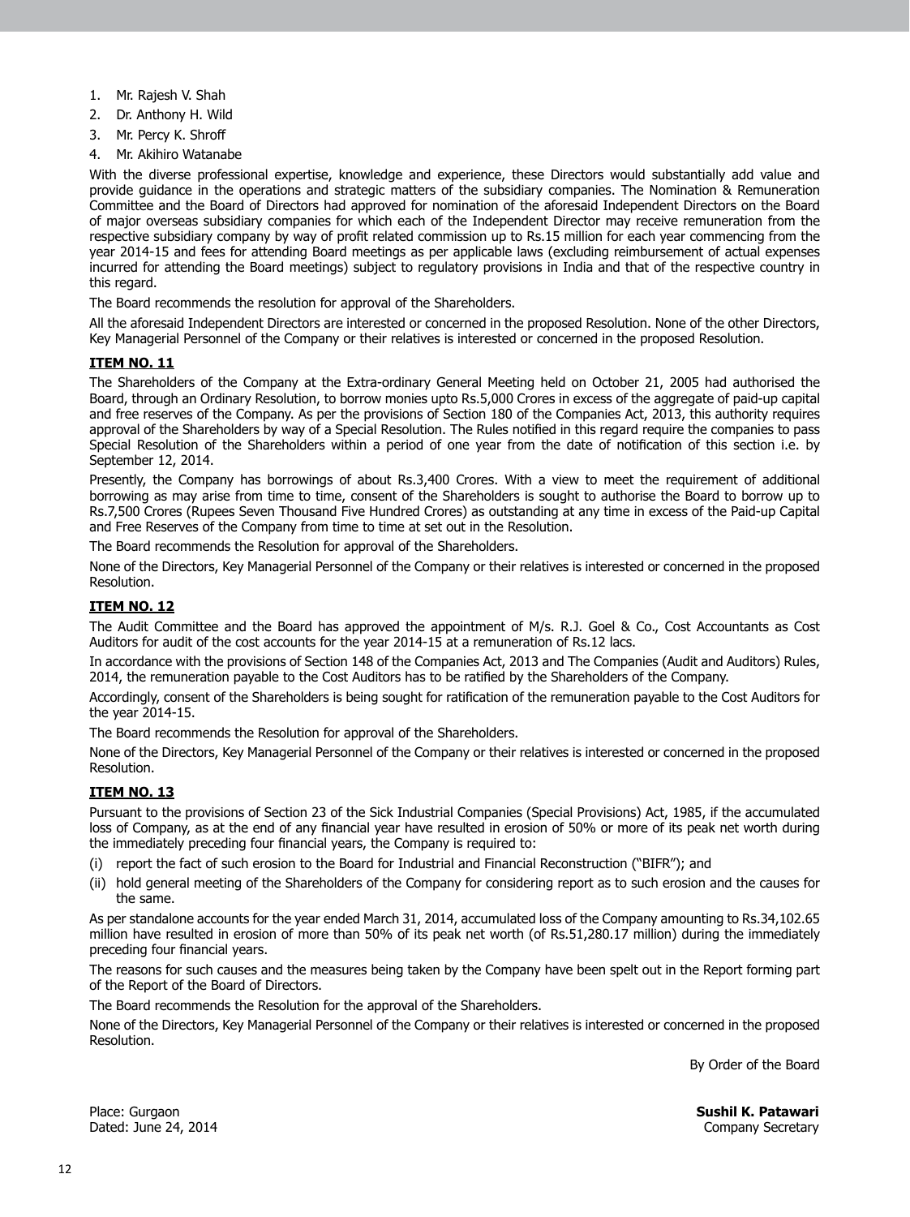1. Mr. Rajesh V. Shah
2. Dr. Anthony H. Wild
3. Mr. Percy K. Shroff
4. Mr. Akihiro Watanabe

With the diverse professional expertise, knowledge and experience, these Directors would substantially add value and provide guidance in the operations and strategic matters of the subsidiary companies. The Nomination & Remuneration Committee and the Board of Directors had approved for nomination of the aforesaid Independent Directors on the Board of major overseas subsidiary companies for which each of the Independent Director may receive remuneration from the respective subsidiary company by way of profit related commission up to Rs.15 million for each year commencing from the year 2014-15 and fees for attending Board meetings as per applicable laws (excluding reimbursement of actual expenses incurred for attending the Board meetings) subject to regulatory provisions in India and that of the respective country in this regard.

The Board recommends the resolution for approval of the Shareholders.

All the aforesaid Independent Directors are interested or concerned in the proposed Resolution. None of the other Directors, Key Managerial Personnel of the Company or their relatives is interested or concerned in the proposed Resolution.

**ITEM NO. 11**

The Shareholders of the Company at the Extra-ordinary General Meeting held on October 21, 2005 had authorised the Board, through an Ordinary Resolution, to borrow monies upto Rs.5,000 Crores in excess of the aggregate of paid-up capital and free reserves of the Company. As per the provisions of Section 180 of the Companies Act, 2013, this authority requires approval of the Shareholders by way of a Special Resolution. The Rules notified in this regard require the companies to pass Special Resolution of the Shareholders within a period of one year from the date of notification of this section i.e. by September 12, 2014.

Presently, the Company has borrowings of about Rs.3,400 Crores. With a view to meet the requirement of additional borrowing as may arise from time to time, consent of the Shareholders is sought to authorise the Board to borrow up to Rs.7,500 Crores (Rupees Seven Thousand Five Hundred Crores) as outstanding at any time in excess of the Paid-up Capital and Free Reserves of the Company from time to time at set out in the Resolution.

The Board recommends the Resolution for approval of the Shareholders.

None of the Directors, Key Managerial Personnel of the Company or their relatives is interested or concerned in the proposed Resolution.

**ITEM NO. 12**

The Audit Committee and the Board has approved the appointment of M/s. R.J. Goel & Co., Cost Accountants as Cost Auditors for audit of the cost accounts for the year 2014-15 at a remuneration of Rs.12 lacs.

In accordance with the provisions of Section 148 of the Companies Act, 2013 and The Companies (Audit and Auditors) Rules, 2014, the remuneration payable to the Cost Auditors has to be ratified by the Shareholders of the Company.

Accordingly, consent of the Shareholders is being sought for ratification of the remuneration payable to the Cost Auditors for the year 2014-15.

The Board recommends the Resolution for approval of the Shareholders.

None of the Directors, Key Managerial Personnel of the Company or their relatives is interested or concerned in the proposed Resolution.

**ITEM NO. 13**

Pursuant to the provisions of Section 23 of the Sick Industrial Companies (Special Provisions) Act, 1985, if the accumulated loss of Company, as at the end of any financial year have resulted in erosion of 50% or more of its peak net worth during the immediately preceding four financial years, the Company is required to:

(i) report the fact of such erosion to the Board for Industrial and Financial Reconstruction ("BIFR"); and
(ii) hold general meeting of the Shareholders of the Company for considering report as to such erosion and the causes for the same.

As per standalone accounts for the year ended March 31, 2014, accumulated loss of the Company amounting to Rs.34,102.65 million have resulted in erosion of more than 50% of its peak net worth (of Rs.51,280.17 million) during the immediately preceding four financial years.

The reasons for such causes and the measures being taken by the Company have been spelt out in the Report forming part of the Report of the Board of Directors.

The Board recommends the Resolution for the approval of the Shareholders.

None of the Directors, Key Managerial Personnel of the Company or their relatives is interested or concerned in the proposed Resolution.

By Order of the Board

Place: Gurgaon
Dated: June 24, 2014

**Sushil K. Patawari**
Company Secretary